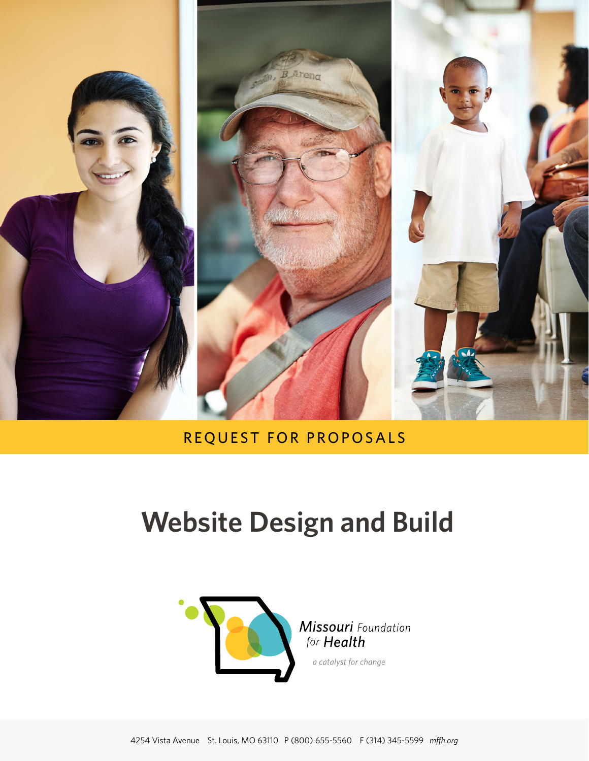REQUEST FOR PROPOSALS

# Website Design and Build

Missouri Foundation for Health

*a catalyst for change*

4254 Vista Avenue St. Louis, MO 63110 P (800) 655-5560 F (314) 345-5599 *mffh.org*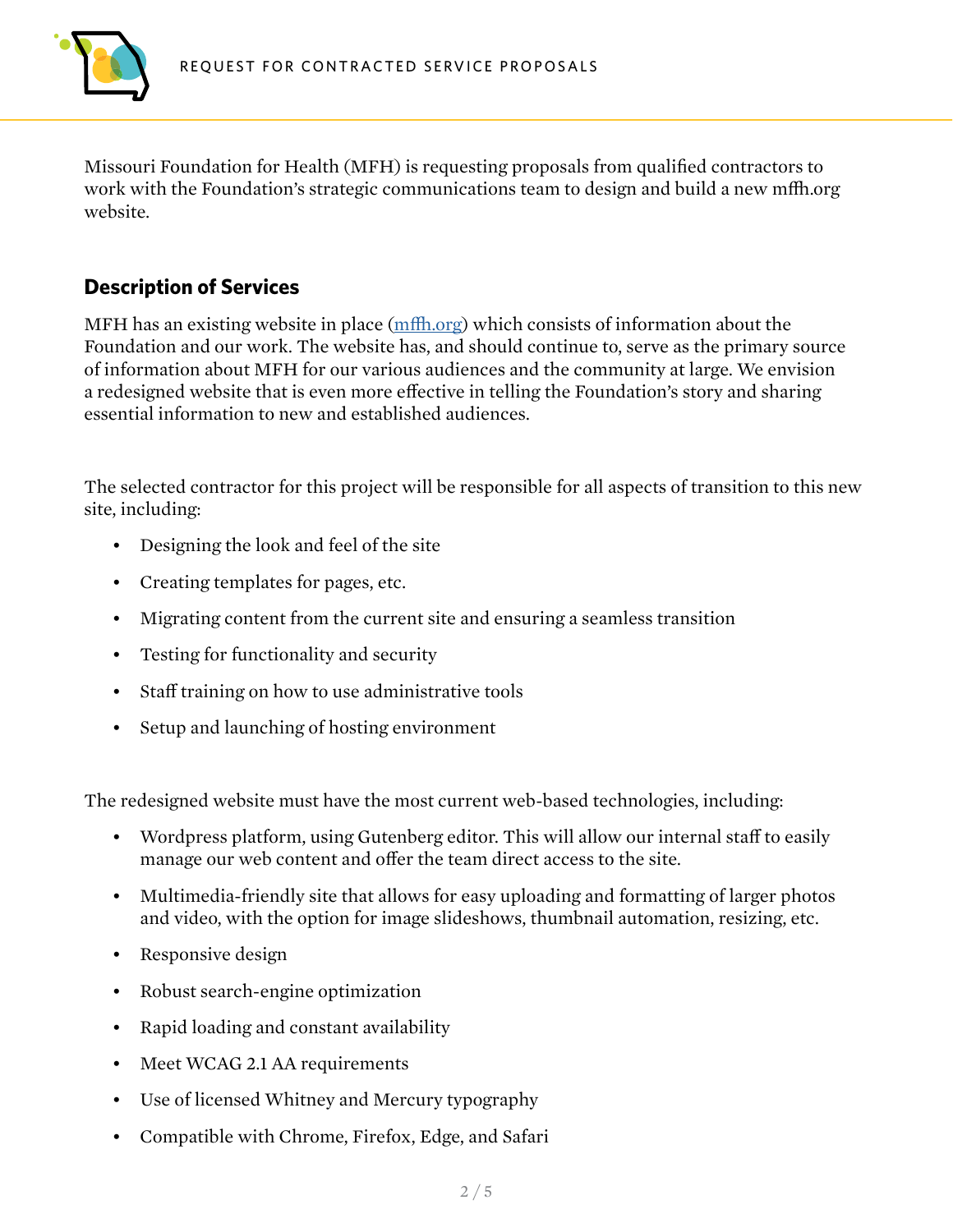Missouri Foundation for Health (MFH) is requesting proposals from qualified contractors to work with the Foundation's strategic communications team to design and build a new mffh.org website.

## Description of Services

MFH has an existing website in place (mffh.org) which consists of information about the Foundation and our work. The website has, and should continue to, serve as the primary source of information about MFH for our various audiences and the community at large. We envision a redesigned website that is even more effective in telling the Foundation's story and sharing essential information to new and established audiences.

The selected contractor for this project will be responsible for all aspects of transition to this new site, including:

- Designing the look and feel of the site
- Creating templates for pages, etc.
- Migrating content from the current site and ensuring a seamless transition
- Testing for functionality and security
- Staff training on how to use administrative tools
- Setup and launching of hosting environment

The redesigned website must have the most current web-based technologies, including:

- Wordpress platform, using Gutenberg editor. This will allow our internal staff to easily manage our web content and offer the team direct access to the site.
- Multimedia-friendly site that allows for easy uploading and formatting of larger photos and video, with the option for image slideshows, thumbnail automation, resizing, etc.
- Responsive design
- Robust search-engine optimization
- Rapid loading and constant availability
- Meet WCAG 2.1 AA requirements
- Use of licensed Whitney and Mercury typography
- Compatible with Chrome, Firefox, Edge, and Safari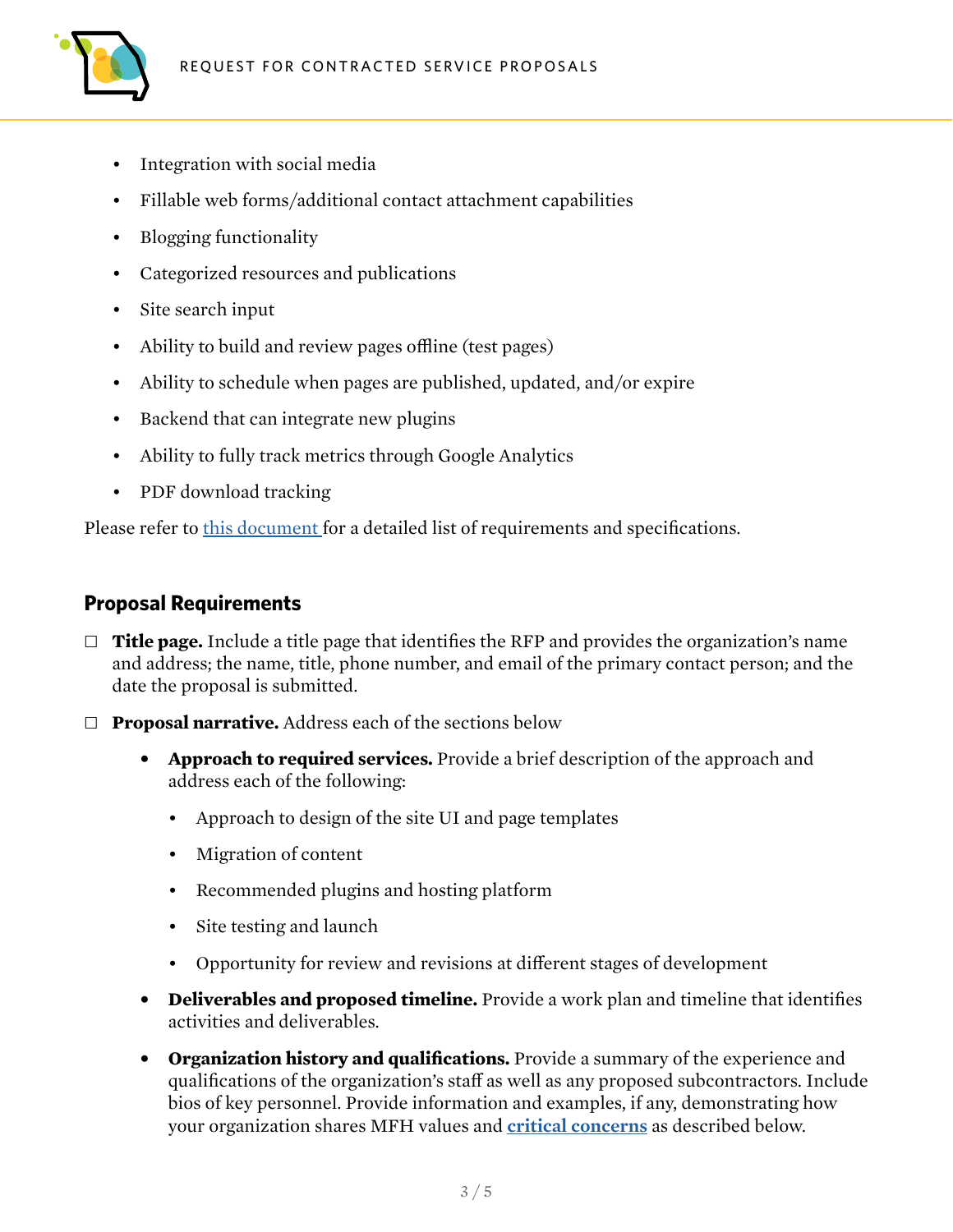- Integration with social media
- Fillable web forms/additional contact attachment capabilities
- Blogging functionality
- Categorized resources and publications
- Site search input
- Ability to build and review pages offline (test pages)
- Ability to schedule when pages are published, updated, and/or expire
- Backend that can integrate new plugins
- Ability to fully track metrics through Google Analytics
- PDF download tracking

Please refer to this document for a detailed list of requirements and specifications.

## Proposal Requirements

- ☐ **Title page.** Include a title page that identifies the RFP and provides the organization's name and address; the name, title, phone number, and email of the primary contact person; and the date the proposal is submitted.
- ☐ **Proposal narrative.** Address each of the sections below
  - **Approach to required services.** Provide a brief description of the approach and address each of the following:
    - Approach to design of the site UI and page templates
    - Migration of content
    - Recommended plugins and hosting platform
    - Site testing and launch
    - Opportunity for review and revisions at different stages of development
  - **Deliverables and proposed timeline.** Provide a work plan and timeline that identifies activities and deliverables.
  - **Organization history and qualifications.** Provide a summary of the experience and qualifications of the organization's staff as well as any proposed subcontractors. Include bios of key personnel. Provide information and examples, if any, demonstrating how your organization shares MFH values and **critical concerns** as described below.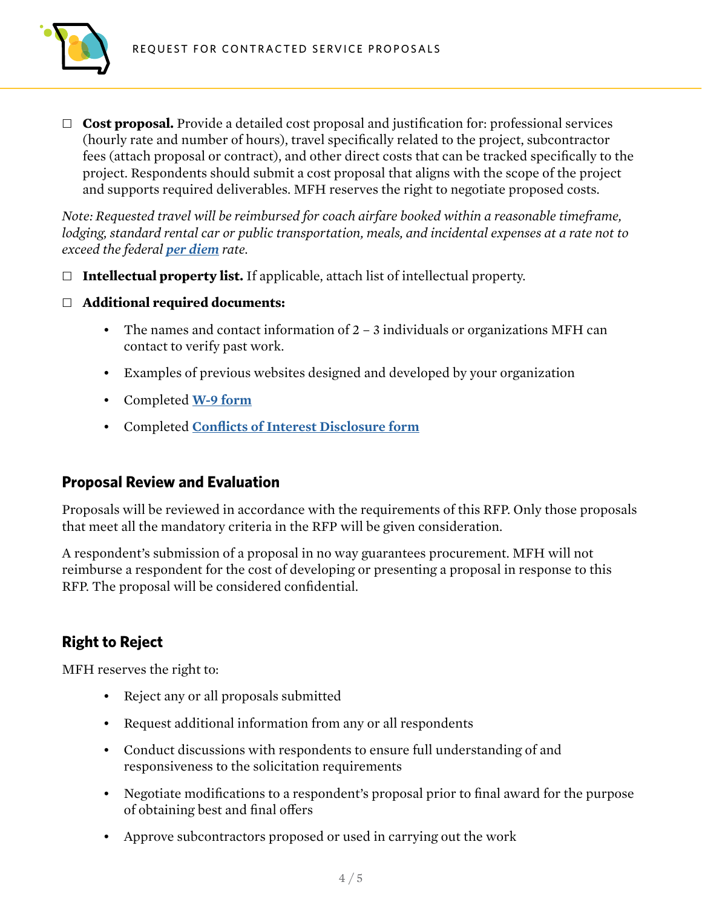- ☐ **Cost proposal.** Provide a detailed cost proposal and justification for: professional services (hourly rate and number of hours), travel specifically related to the project, subcontractor fees (attach proposal or contract), and other direct costs that can be tracked specifically to the project. Respondents should submit a cost proposal that aligns with the scope of the project and supports required deliverables. MFH reserves the right to negotiate proposed costs.

*Note: Requested travel will be reimbursed for coach airfare booked within a reasonable timeframe, lodging, standard rental car or public transportation, meals, and incidental expenses at a rate not to exceed the federal **per diem** rate.*

- ☐ **Intellectual property list.** If applicable, attach list of intellectual property.

- ☐ **Additional required documents:**
  - The names and contact information of 2 – 3 individuals or organizations MFH can contact to verify past work.
  - Examples of previous websites designed and developed by your organization
  - Completed **W-9 form**
  - Completed **Conflicts of Interest Disclosure form**

## Proposal Review and Evaluation

Proposals will be reviewed in accordance with the requirements of this RFP. Only those proposals that meet all the mandatory criteria in the RFP will be given consideration.

A respondent's submission of a proposal in no way guarantees procurement. MFH will not reimburse a respondent for the cost of developing or presenting a proposal in response to this RFP. The proposal will be considered confidential.

## Right to Reject

MFH reserves the right to:

- Reject any or all proposals submitted
- Request additional information from any or all respondents
- Conduct discussions with respondents to ensure full understanding of and responsiveness to the solicitation requirements
- Negotiate modifications to a respondent's proposal prior to final award for the purpose of obtaining best and final offers
- Approve subcontractors proposed or used in carrying out the work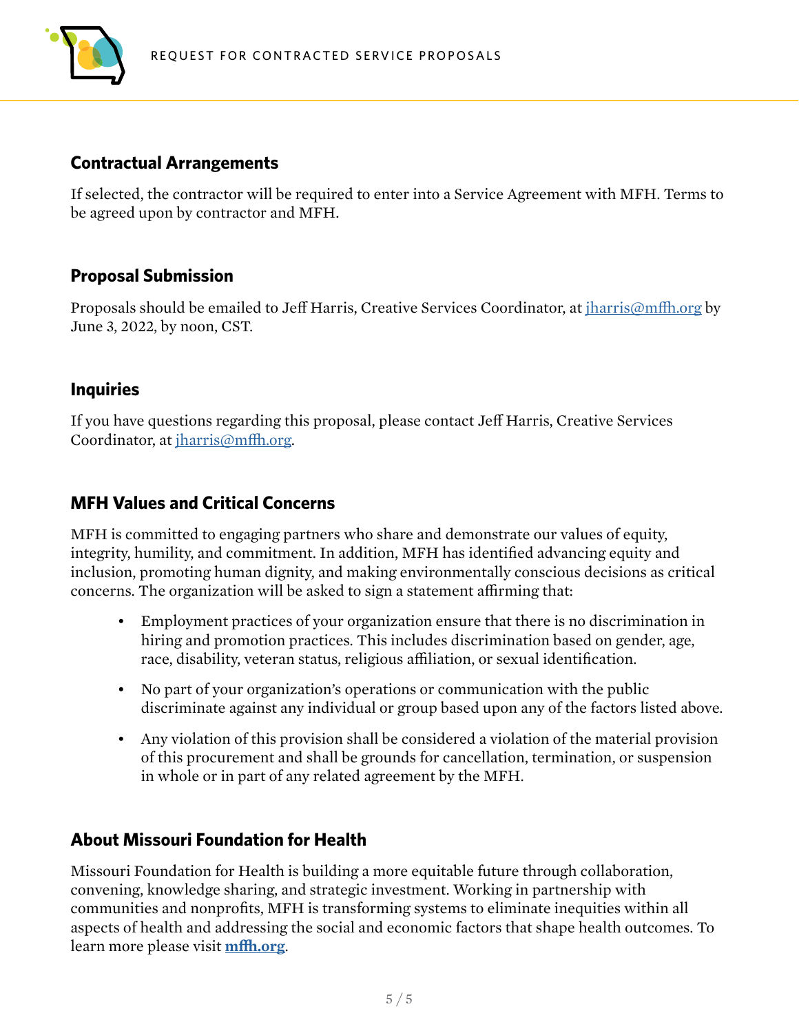## Contractual Arrangements

If selected, the contractor will be required to enter into a Service Agreement with MFH. Terms to be agreed upon by contractor and MFH.

## Proposal Submission

Proposals should be emailed to Jeff Harris, Creative Services Coordinator, at [jharris@mffh.org](mailto:jharris@mffh.org) by June 3, 2022, by noon, CST.

## Inquiries

If you have questions regarding this proposal, please contact Jeff Harris, Creative Services Coordinator, at [jharris@mffh.org](mailto:jharris@mffh.org).

## MFH Values and Critical Concerns

MFH is committed to engaging partners who share and demonstrate our values of equity, integrity, humility, and commitment. In addition, MFH has identified advancing equity and inclusion, promoting human dignity, and making environmentally conscious decisions as critical concerns. The organization will be asked to sign a statement affirming that:

- Employment practices of your organization ensure that there is no discrimination in hiring and promotion practices. This includes discrimination based on gender, age, race, disability, veteran status, religious affiliation, or sexual identification.
- No part of your organization's operations or communication with the public discriminate against any individual or group based upon any of the factors listed above.
- Any violation of this provision shall be considered a violation of the material provision of this procurement and shall be grounds for cancellation, termination, or suspension in whole or in part of any related agreement by the MFH.

## About Missouri Foundation for Health

Missouri Foundation for Health is building a more equitable future through collaboration, convening, knowledge sharing, and strategic investment. Working in partnership with communities and nonprofits, MFH is transforming systems to eliminate inequities within all aspects of health and addressing the social and economic factors that shape health outcomes. To learn more please visit **[mffh.org](https://mffh.org)**.